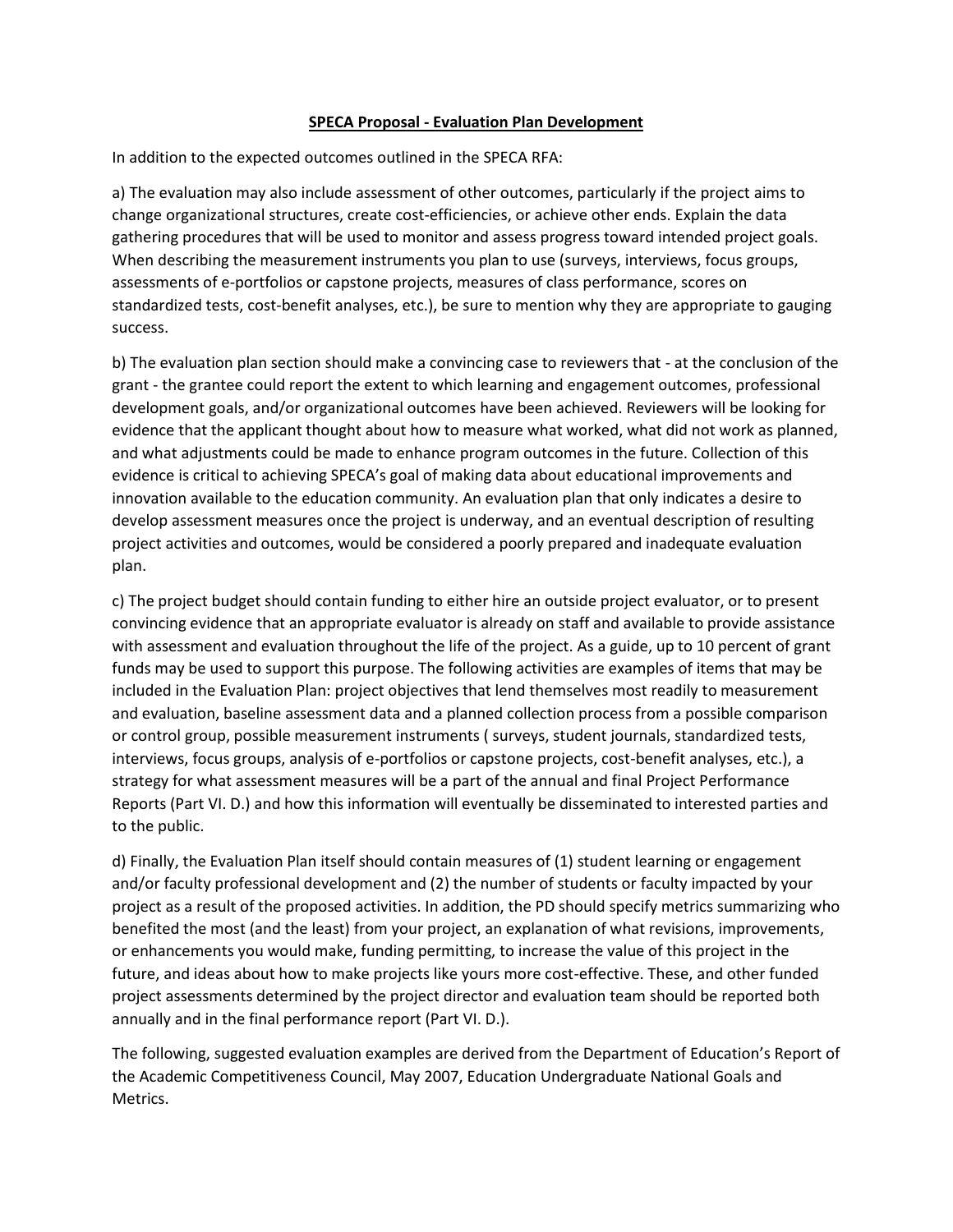**SPECA Proposal - Evaluation Plan Development**

In addition to the expected outcomes outlined in the SPECA RFA:

a) The evaluation may also include assessment of other outcomes, particularly if the project aims to change organizational structures, create cost-efficiencies, or achieve other ends. Explain the data gathering procedures that will be used to monitor and assess progress toward intended project goals. When describing the measurement instruments you plan to use (surveys, interviews, focus groups, assessments of e-portfolios or capstone projects, measures of class performance, scores on standardized tests, cost-benefit analyses, etc.), be sure to mention why they are appropriate to gauging success.

b) The evaluation plan section should make a convincing case to reviewers that - at the conclusion of the grant - the grantee could report the extent to which learning and engagement outcomes, professional development goals, and/or organizational outcomes have been achieved. Reviewers will be looking for evidence that the applicant thought about how to measure what worked, what did not work as planned, and what adjustments could be made to enhance program outcomes in the future. Collection of this evidence is critical to achieving SPECA's goal of making data about educational improvements and innovation available to the education community. An evaluation plan that only indicates a desire to develop assessment measures once the project is underway, and an eventual description of resulting project activities and outcomes, would be considered a poorly prepared and inadequate evaluation plan.

c) The project budget should contain funding to either hire an outside project evaluator, or to present convincing evidence that an appropriate evaluator is already on staff and available to provide assistance with assessment and evaluation throughout the life of the project. As a guide, up to 10 percent of grant funds may be used to support this purpose. The following activities are examples of items that may be included in the Evaluation Plan: project objectives that lend themselves most readily to measurement and evaluation, baseline assessment data and a planned collection process from a possible comparison or control group, possible measurement instruments ( surveys, student journals, standardized tests, interviews, focus groups, analysis of e-portfolios or capstone projects, cost-benefit analyses, etc.), a strategy for what assessment measures will be a part of the annual and final Project Performance Reports (Part VI. D.) and how this information will eventually be disseminated to interested parties and to the public.

d) Finally, the Evaluation Plan itself should contain measures of (1) student learning or engagement and/or faculty professional development and (2) the number of students or faculty impacted by your project as a result of the proposed activities. In addition, the PD should specify metrics summarizing who benefited the most (and the least) from your project, an explanation of what revisions, improvements, or enhancements you would make, funding permitting, to increase the value of this project in the future, and ideas about how to make projects like yours more cost-effective. These, and other funded project assessments determined by the project director and evaluation team should be reported both annually and in the final performance report (Part VI. D.).

The following, suggested evaluation examples are derived from the Department of Education's Report of the Academic Competitiveness Council, May 2007, Education Undergraduate National Goals and Metrics.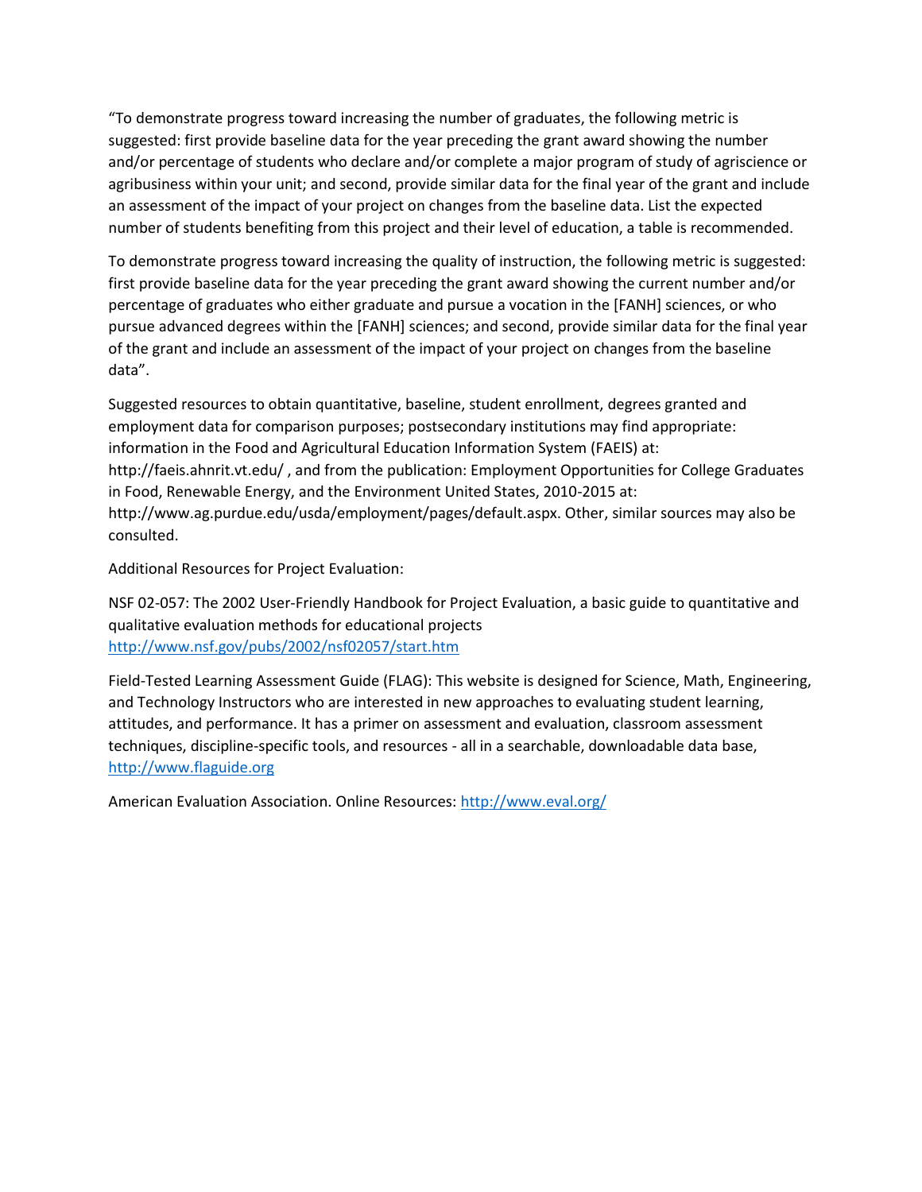"To demonstrate progress toward increasing the number of graduates, the following metric is suggested: first provide baseline data for the year preceding the grant award showing the number and/or percentage of students who declare and/or complete a major program of study of agriscience or agribusiness within your unit; and second, provide similar data for the final year of the grant and include an assessment of the impact of your project on changes from the baseline data. List the expected number of students benefiting from this project and their level of education, a table is recommended.

To demonstrate progress toward increasing the quality of instruction, the following metric is suggested: first provide baseline data for the year preceding the grant award showing the current number and/or percentage of graduates who either graduate and pursue a vocation in the [FANH] sciences, or who pursue advanced degrees within the [FANH] sciences; and second, provide similar data for the final year of the grant and include an assessment of the impact of your project on changes from the baseline data".

Suggested resources to obtain quantitative, baseline, student enrollment, degrees granted and employment data for comparison purposes; postsecondary institutions may find appropriate: information in the Food and Agricultural Education Information System (FAEIS) at: http://faeis.ahnrit.vt.edu/ , and from the publication: Employment Opportunities for College Graduates in Food, Renewable Energy, and the Environment United States, 2010-2015 at: http://www.ag.purdue.edu/usda/employment/pages/default.aspx. Other, similar sources may also be consulted.

Additional Resources for Project Evaluation:

NSF 02-057: The 2002 User-Friendly Handbook for Project Evaluation, a basic guide to quantitative and qualitative evaluation methods for educational projects http://www.nsf.gov/pubs/2002/nsf02057/start.htm

Field-Tested Learning Assessment Guide (FLAG): This website is designed for Science, Math, Engineering, and Technology Instructors who are interested in new approaches to evaluating student learning, attitudes, and performance. It has a primer on assessment and evaluation, classroom assessment techniques, discipline-specific tools, and resources - all in a searchable, downloadable data base, http://www.flaguide.org

American Evaluation Association. Online Resources: http://www.eval.org/